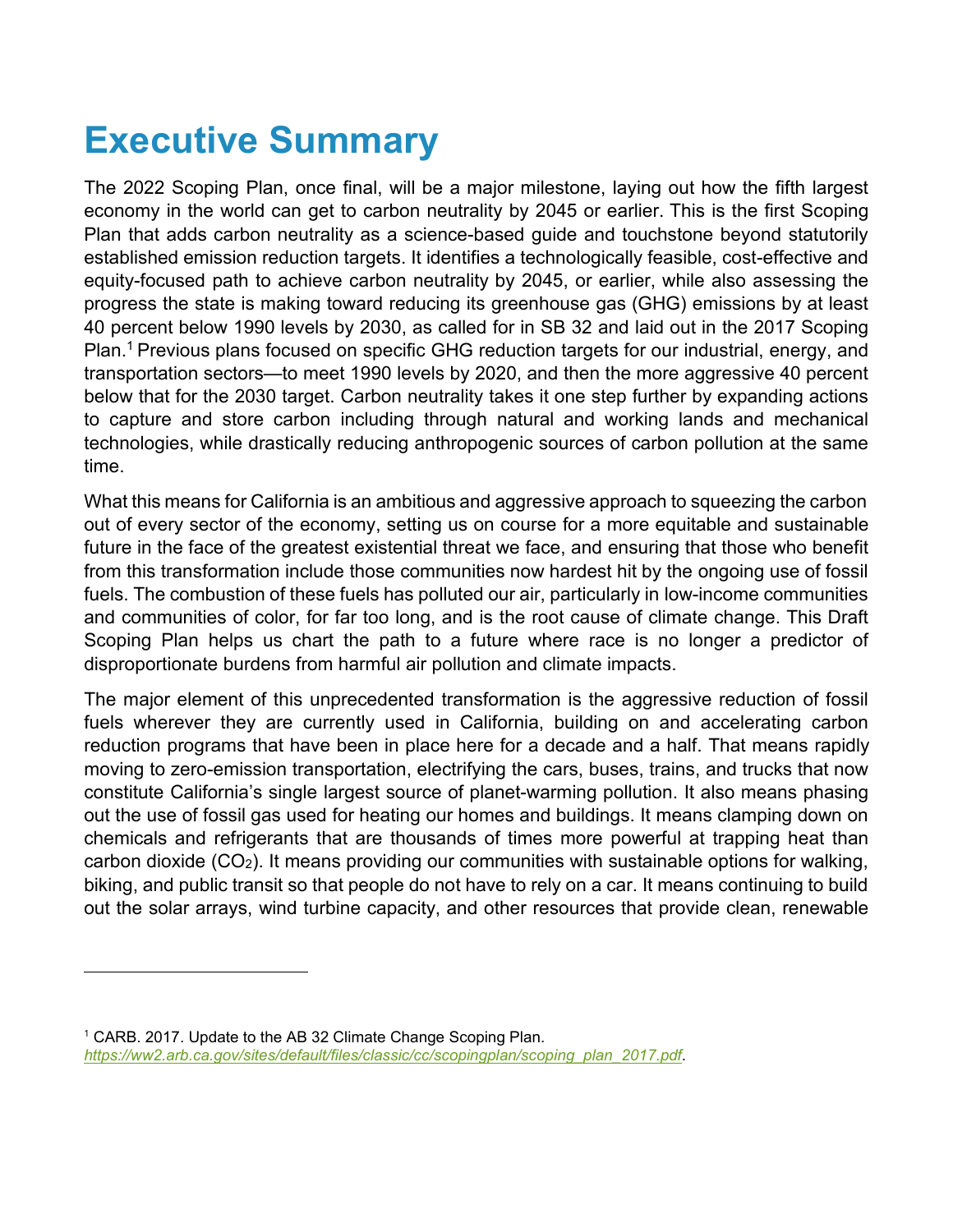# Executive Summary

The 2022 Scoping Plan, once final, will be a major milestone, laying out how the fifth largest economy in the world can get to carbon neutrality by 2045 or earlier. This is the first Scoping Plan that adds carbon neutrality as a science-based guide and touchstone beyond statutorily established emission reduction targets. It identifies a technologically feasible, cost-effective and equity-focused path to achieve carbon neutrality by 2045, or earlier, while also assessing the progress the state is making toward reducing its greenhouse gas (GHG) emissions by at least 40 percent below 1990 levels by 2030, as called for in SB 32 and laid out in the 2017 Scoping Plan.[1] Previous plans focused on specific GHG reduction targets for our industrial, energy, and transportation sectors—to meet 1990 levels by 2020, and then the more aggressive 40 percent below that for the 2030 target. Carbon neutrality takes it one step further by expanding actions to capture and store carbon including through natural and working lands and mechanical technologies, while drastically reducing anthropogenic sources of carbon pollution at the same time.

What this means for California is an ambitious and aggressive approach to squeezing the carbon out of every sector of the economy, setting us on course for a more equitable and sustainable future in the face of the greatest existential threat we face, and ensuring that those who benefit from this transformation include those communities now hardest hit by the ongoing use of fossil fuels. The combustion of these fuels has polluted our air, particularly in low-income communities and communities of color, for far too long, and is the root cause of climate change. This Draft Scoping Plan helps us chart the path to a future where race is no longer a predictor of disproportionate burdens from harmful air pollution and climate impacts.

The major element of this unprecedented transformation is the aggressive reduction of fossil fuels wherever they are currently used in California, building on and accelerating carbon reduction programs that have been in place here for a decade and a half. That means rapidly moving to zero-emission transportation, electrifying the cars, buses, trains, and trucks that now constitute California's single largest source of planet-warming pollution. It also means phasing out the use of fossil gas used for heating our homes and buildings. It means clamping down on chemicals and refrigerants that are thousands of times more powerful at trapping heat than carbon dioxide ($CO_2$). It means providing our communities with sustainable options for walking, biking, and public transit so that people do not have to rely on a car. It means continuing to build out the solar arrays, wind turbine capacity, and other resources that provide clean, renewable

[1] CARB. 2017. Update to the AB 32 Climate Change Scoping Plan. *https://ww2.arb.ca.gov/sites/default/files/classic/cc/scopingplan/scoping_plan_2017.pdf*.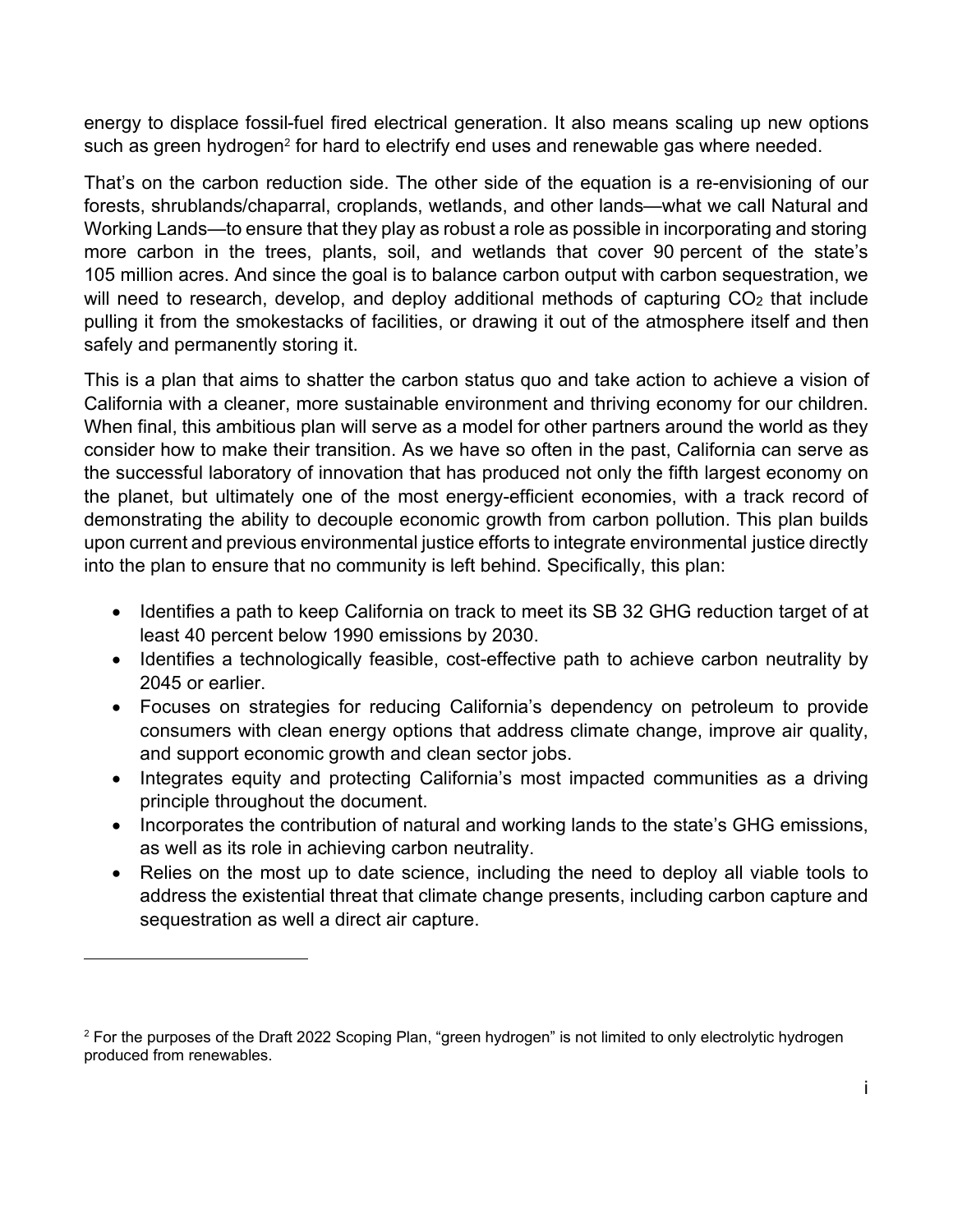energy to displace fossil-fuel fired electrical generation. It also means scaling up new options such as green hydrogen[2] for hard to electrify end uses and renewable gas where needed.

That's on the carbon reduction side. The other side of the equation is a re-envisioning of our forests, shrublands/chaparral, croplands, wetlands, and other lands—what we call Natural and Working Lands—to ensure that they play as robust a role as possible in incorporating and storing more carbon in the trees, plants, soil, and wetlands that cover 90 percent of the state's 105 million acres. And since the goal is to balance carbon output with carbon sequestration, we will need to research, develop, and deploy additional methods of capturing $CO_2$ that include pulling it from the smokestacks of facilities, or drawing it out of the atmosphere itself and then safely and permanently storing it.

This is a plan that aims to shatter the carbon status quo and take action to achieve a vision of California with a cleaner, more sustainable environment and thriving economy for our children. When final, this ambitious plan will serve as a model for other partners around the world as they consider how to make their transition. As we have so often in the past, California can serve as the successful laboratory of innovation that has produced not only the fifth largest economy on the planet, but ultimately one of the most energy-efficient economies, with a track record of demonstrating the ability to decouple economic growth from carbon pollution. This plan builds upon current and previous environmental justice efforts to integrate environmental justice directly into the plan to ensure that no community is left behind. Specifically, this plan:

- Identifies a path to keep California on track to meet its SB 32 GHG reduction target of at least 40 percent below 1990 emissions by 2030.
- Identifies a technologically feasible, cost-effective path to achieve carbon neutrality by 2045 or earlier.
- Focuses on strategies for reducing California's dependency on petroleum to provide consumers with clean energy options that address climate change, improve air quality, and support economic growth and clean sector jobs.
- Integrates equity and protecting California's most impacted communities as a driving principle throughout the document.
- Incorporates the contribution of natural and working lands to the state's GHG emissions, as well as its role in achieving carbon neutrality.
- Relies on the most up to date science, including the need to deploy all viable tools to address the existential threat that climate change presents, including carbon capture and sequestration as well a direct air capture.

---

[2] For the purposes of the Draft 2022 Scoping Plan, "green hydrogen" is not limited to only electrolytic hydrogen produced from renewables.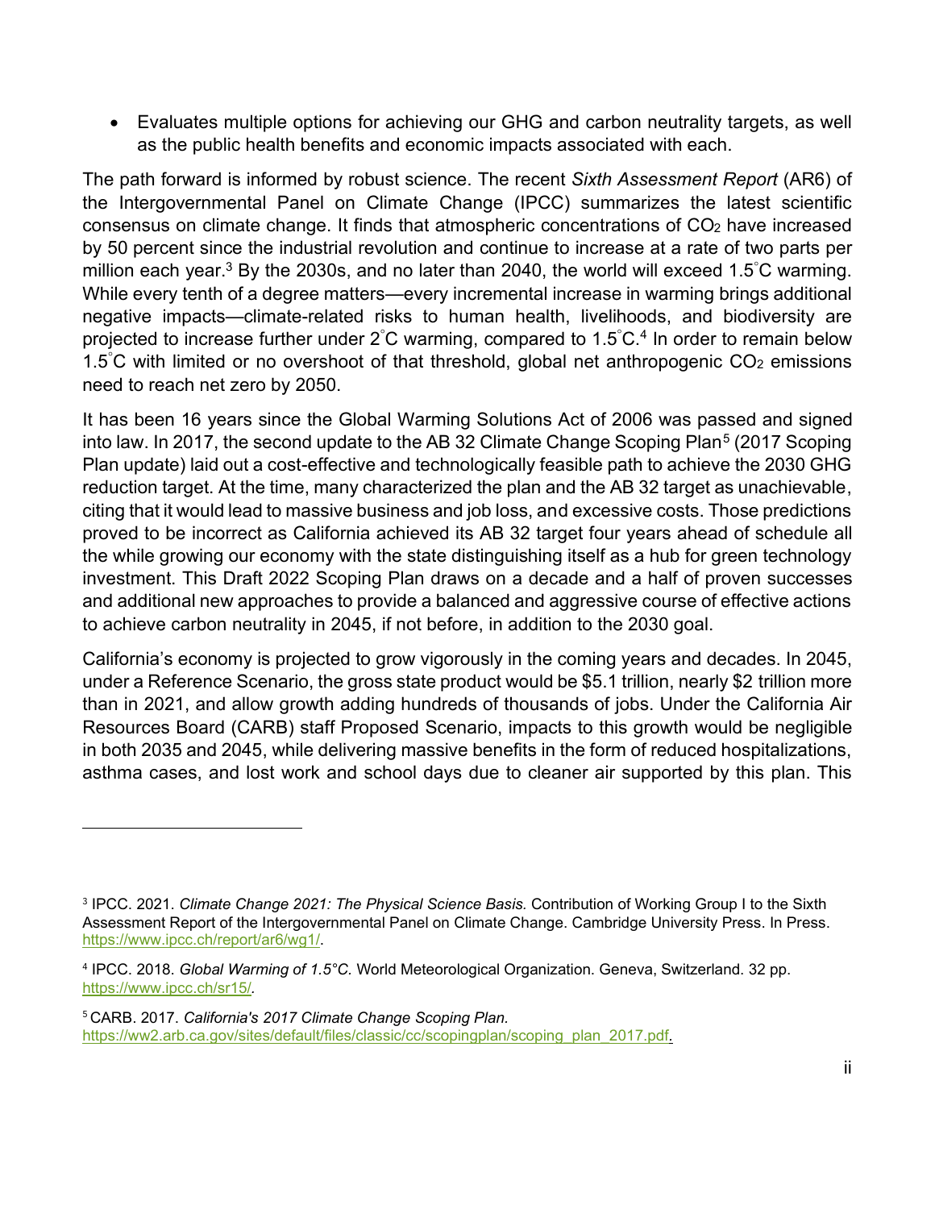- Evaluates multiple options for achieving our GHG and carbon neutrality targets, as well as the public health benefits and economic impacts associated with each.

The path forward is informed by robust science. The recent *Sixth Assessment Report* (AR6) of the Intergovernmental Panel on Climate Change (IPCC) summarizes the latest scientific consensus on climate change. It finds that atmospheric concentrations of $CO_2$ have increased by 50 percent since the industrial revolution and continue to increase at a rate of two parts per million each year.[3] By the 2030s, and no later than 2040, the world will exceed 1.5˚C warming. While every tenth of a degree matters—every incremental increase in warming brings additional negative impacts—climate-related risks to human health, livelihoods, and biodiversity are projected to increase further under 2˚C warming, compared to 1.5˚C.[4] In order to remain below 1.5˚C with limited or no overshoot of that threshold, global net anthropogenic $CO_2$ emissions need to reach net zero by 2050.

It has been 16 years since the Global Warming Solutions Act of 2006 was passed and signed into law. In 2017, the second update to the AB 32 Climate Change Scoping Plan[5] (2017 Scoping Plan update) laid out a cost-effective and technologically feasible path to achieve the 2030 GHG reduction target. At the time, many characterized the plan and the AB 32 target as unachievable, citing that it would lead to massive business and job loss, and excessive costs. Those predictions proved to be incorrect as California achieved its AB 32 target four years ahead of schedule all the while growing our economy with the state distinguishing itself as a hub for green technology investment. This Draft 2022 Scoping Plan draws on a decade and a half of proven successes and additional new approaches to provide a balanced and aggressive course of effective actions to achieve carbon neutrality in 2045, if not before, in addition to the 2030 goal.

California's economy is projected to grow vigorously in the coming years and decades. In 2045, under a Reference Scenario, the gross state product would be $5.1 trillion, nearly $2 trillion more than in 2021, and allow growth adding hundreds of thousands of jobs. Under the California Air Resources Board (CARB) staff Proposed Scenario, impacts to this growth would be negligible in both 2035 and 2045, while delivering massive benefits in the form of reduced hospitalizations, asthma cases, and lost work and school days due to cleaner air supported by this plan. This

---

[3] IPCC. 2021. *Climate Change 2021: The Physical Science Basis.* Contribution of Working Group I to the Sixth Assessment Report of the Intergovernmental Panel on Climate Change. Cambridge University Press. In Press. https://www.ipcc.ch/report/ar6/wg1/.

[4] IPCC. 2018. *Global Warming of 1.5°C.* World Meteorological Organization. Geneva, Switzerland. 32 pp. https://www.ipcc.ch/sr15/.

[5] CARB. 2017. *California's 2017 Climate Change Scoping Plan.* https://ww2.arb.ca.gov/sites/default/files/classic/cc/scopingplan/scoping_plan_2017.pdf.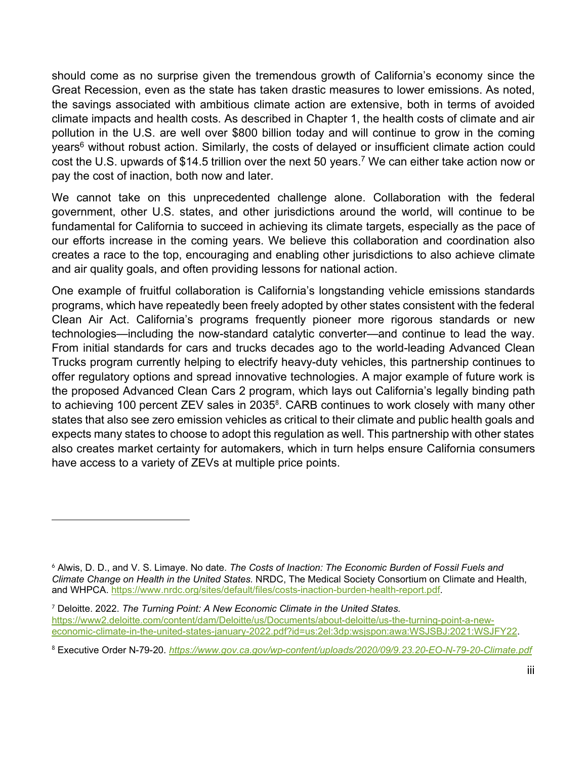should come as no surprise given the tremendous growth of California's economy since the Great Recession, even as the state has taken drastic measures to lower emissions. As noted, the savings associated with ambitious climate action are extensive, both in terms of avoided climate impacts and health costs. As described in Chapter 1, the health costs of climate and air pollution in the U.S. are well over $800 billion today and will continue to grow in the coming years[6] without robust action. Similarly, the costs of delayed or insufficient climate action could cost the U.S. upwards of $14.5 trillion over the next 50 years.[7] We can either take action now or pay the cost of inaction, both now and later.

We cannot take on this unprecedented challenge alone. Collaboration with the federal government, other U.S. states, and other jurisdictions around the world, will continue to be fundamental for California to succeed in achieving its climate targets, especially as the pace of our efforts increase in the coming years. We believe this collaboration and coordination also creates a race to the top, encouraging and enabling other jurisdictions to also achieve climate and air quality goals, and often providing lessons for national action.

One example of fruitful collaboration is California's longstanding vehicle emissions standards programs, which have repeatedly been freely adopted by other states consistent with the federal Clean Air Act. California's programs frequently pioneer more rigorous standards or new technologies—including the now-standard catalytic converter—and continue to lead the way. From initial standards for cars and trucks decades ago to the world-leading Advanced Clean Trucks program currently helping to electrify heavy-duty vehicles, this partnership continues to offer regulatory options and spread innovative technologies. A major example of future work is the proposed Advanced Clean Cars 2 program, which lays out California's legally binding path to achieving 100 percent ZEV sales in 2035[8]. CARB continues to work closely with many other states that also see zero emission vehicles as critical to their climate and public health goals and expects many states to choose to adopt this regulation as well. This partnership with other states also creates market certainty for automakers, which in turn helps ensure California consumers have access to a variety of ZEVs at multiple price points.

---

[6] Alwis, D. D., and V. S. Limaye. No date. *The Costs of Inaction: The Economic Burden of Fossil Fuels and Climate Change on Health in the United States.* NRDC, The Medical Society Consortium on Climate and Health, and WHPCA. https://www.nrdc.org/sites/default/files/costs-inaction-burden-health-report.pdf.

[7] Deloitte. 2022. *The Turning Point: A New Economic Climate in the United States.* https://www2.deloitte.com/content/dam/Deloitte/us/Documents/about-deloitte/us-the-turning-point-a-new-economic-climate-in-the-united-states-january-2022.pdf?id=us:2el:3dp:wsjspon:awa:WSJSBJ:2021:WSJFY22.

[8] Executive Order N-79-20. *https://www.gov.ca.gov/wp-content/uploads/2020/09/9.23.20-EO-N-79-20-Climate.pdf*